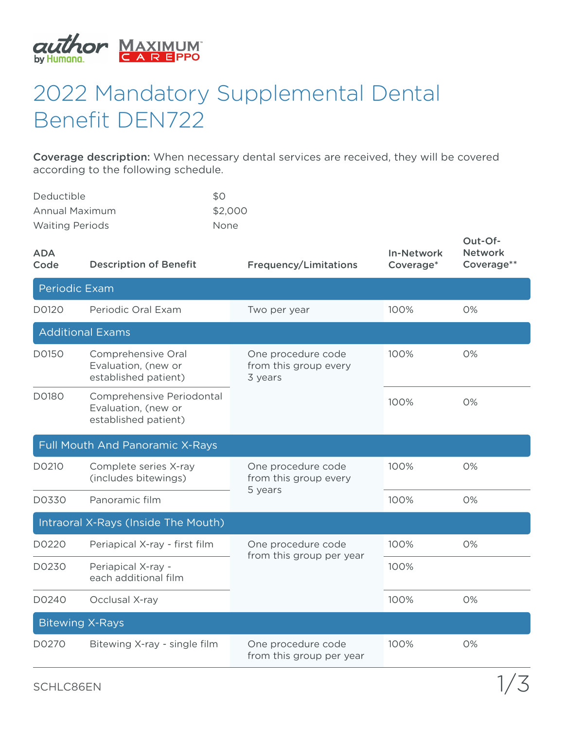# 2022 Mandatory Supplemental Dental Benefit DEN722

**Coverage description:** When necessary dental services are received, they will be covered according to the following schedule.

| | |
|---|---|
| Deductible | $0 |
| Annual Maximum | $2,000 |
| Waiting Periods | None |

| ADA Code | Description of Benefit | Frequency/Limitations | In-Network Coverage* | Out-Of-Network Coverage** |
|---|---|---|---|---|
| **Periodic Exam** | | | | |
| D0120 | Periodic Oral Exam | Two per year | 100% | 0% |
| **Additional Exams** | | | | |
| D0150 | Comprehensive Oral Evaluation, (new or established patient) | One procedure code from this group every 3 years | 100% | 0% |
| D0180 | Comprehensive Periodontal Evaluation, (new or established patient) | | 100% | 0% |
| **Full Mouth And Panoramic X-Rays** | | | | |
| D0210 | Complete series X-ray (includes bitewings) | One procedure code from this group every 5 years | 100% | 0% |
| D0330 | Panoramic film | | 100% | 0% |
| **Intraoral X-Rays (Inside The Mouth)** | | | | |
| D0220 | Periapical X-ray - first film | One procedure code from this group per year | 100% | 0% |
| D0230 | Periapical X-ray - each additional film | | 100% | |
| D0240 | Occlusal X-ray | | 100% | 0% |
| **Bitewing X-Rays** | | | | |
| D0270 | Bitewing X-ray - single film | One procedure code from this group per year | 100% | 0% |

SCHLC86EN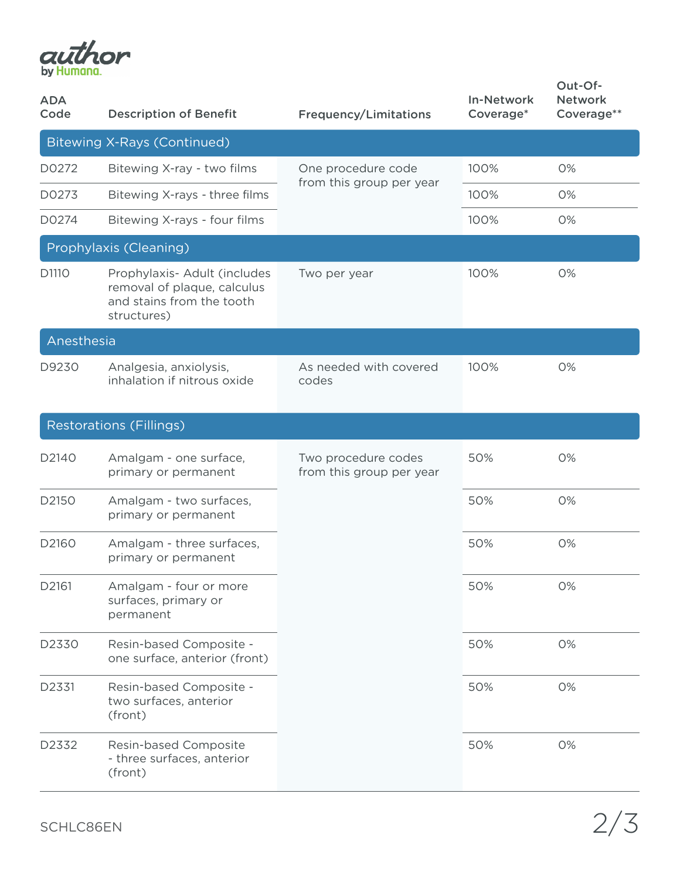| ADA Code | Description of Benefit | Frequency/Limitations | In-Network Coverage* | Out-Of-Network Coverage** |
|---|---|---|---|---|
| **Bitewing X-Rays (Continued)** | | | | |
| D0272 | Bitewing X-ray - two films | One procedure code from this group per year | 100% | 0% |
| D0273 | Bitewing X-rays - three films | | 100% | 0% |
| D0274 | Bitewing X-rays - four films | | 100% | 0% |
| **Prophylaxis (Cleaning)** | | | | |
| D1110 | Prophylaxis- Adult (includes removal of plaque, calculus and stains from the tooth structures) | Two per year | 100% | 0% |
| **Anesthesia** | | | | |
| D9230 | Analgesia, anxiolysis, inhalation if nitrous oxide | As needed with covered codes | 100% | 0% |
| **Restorations (Fillings)** | | | | |
| D2140 | Amalgam - one surface, primary or permanent | Two procedure codes from this group per year | 50% | 0% |
| D2150 | Amalgam - two surfaces, primary or permanent | | 50% | 0% |
| D2160 | Amalgam - three surfaces, primary or permanent | | 50% | 0% |
| D2161 | Amalgam - four or more surfaces, primary or permanent | | 50% | 0% |
| D2330 | Resin-based Composite - one surface, anterior (front) | | 50% | 0% |
| D2331 | Resin-based Composite - two surfaces, anterior (front) | | 50% | 0% |
| D2332 | Resin-based Composite - three surfaces, anterior (front) | | 50% | 0% |

SCHLC86EN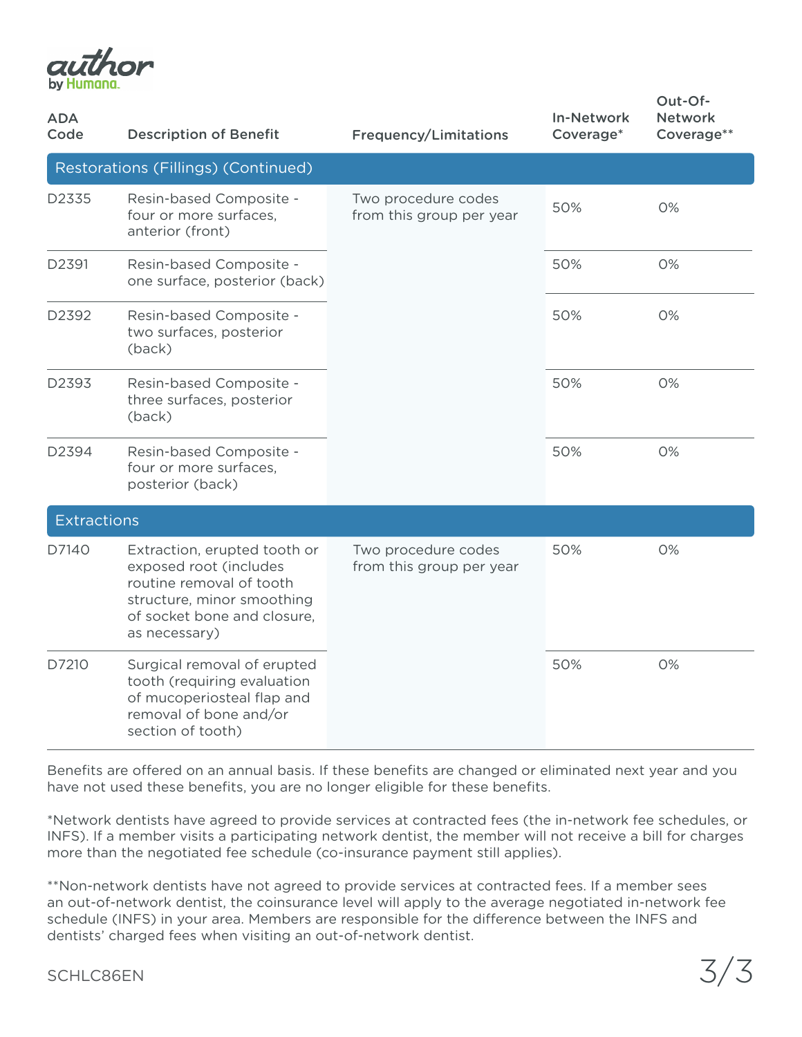| ADA Code | Description of Benefit | Frequency/Limitations | In-Network Coverage* | Out-Of-Network Coverage** |
|---|---|---|---|---|
| **Restorations (Fillings) (Continued)** | | | | |
| D2335 | Resin-based Composite - four or more surfaces, anterior (front) | Two procedure codes from this group per year | 50% | 0% |
| D2391 | Resin-based Composite - one surface, posterior (back) | | 50% | 0% |
| D2392 | Resin-based Composite - two surfaces, posterior (back) | | 50% | 0% |
| D2393 | Resin-based Composite - three surfaces, posterior (back) | | 50% | 0% |
| D2394 | Resin-based Composite - four or more surfaces, posterior (back) | | 50% | 0% |
| **Extractions** | | | | |
| D7140 | Extraction, erupted tooth or exposed root (includes routine removal of tooth structure, minor smoothing of socket bone and closure, as necessary) | Two procedure codes from this group per year | 50% | 0% |
| D7210 | Surgical removal of erupted tooth (requiring evaluation of mucoperiosteal flap and removal of bone and/or section of tooth) | | 50% | 0% |

Benefits are offered on an annual basis. If these benefits are changed or eliminated next year and you have not used these benefits, you are no longer eligible for these benefits.

*Network dentists have agreed to provide services at contracted fees (the in-network fee schedules, or INFS). If a member visits a participating network dentist, the member will not receive a bill for charges more than the negotiated fee schedule (co-insurance payment still applies).

**Non-network dentists have not agreed to provide services at contracted fees. If a member sees an out-of-network dentist, the coinsurance level will apply to the average negotiated in-network fee schedule (INFS) in your area. Members are responsible for the difference between the INFS and dentists' charged fees when visiting an out-of-network dentist.

SCHLC86EN